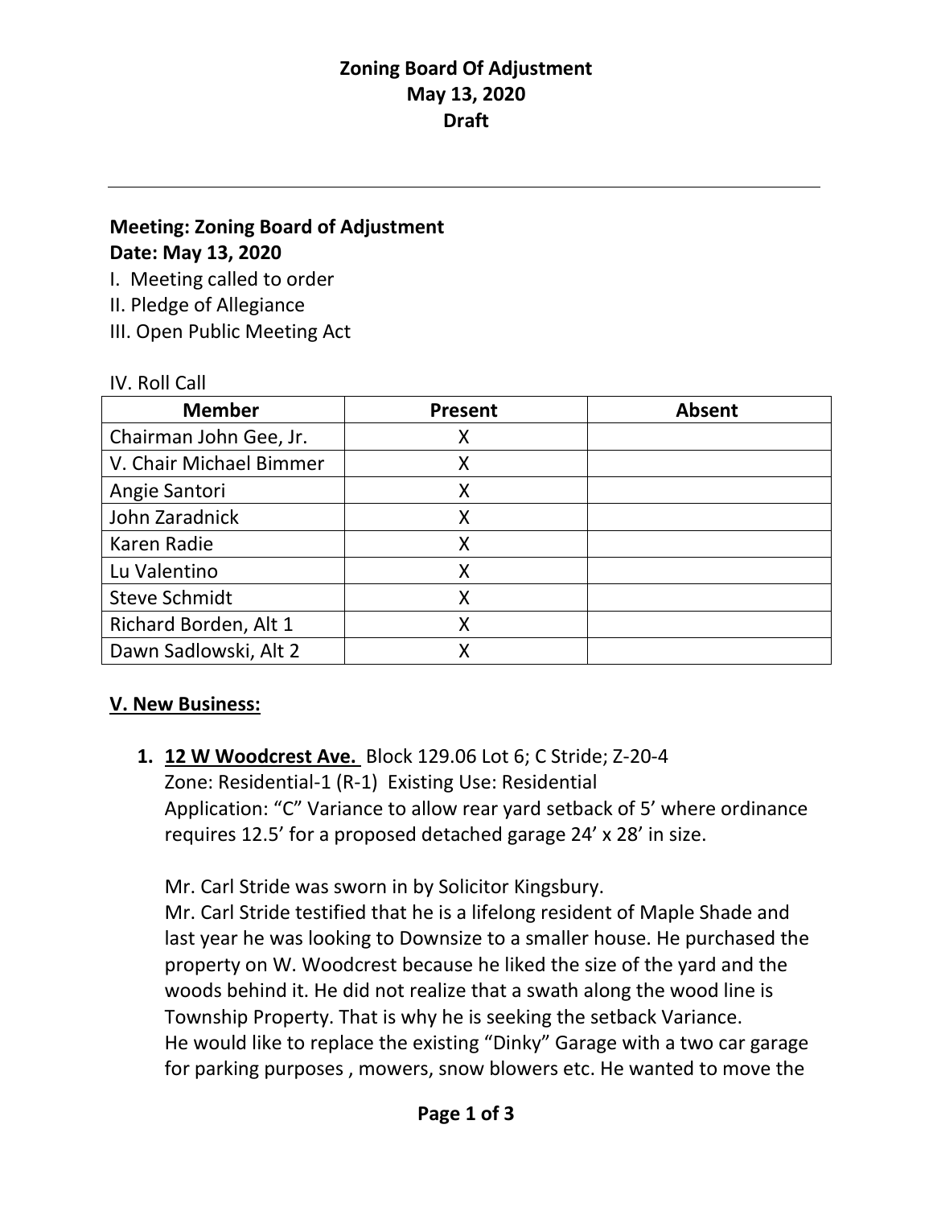# Zoning Board Of Adjustment
# May 13, 2020
# Draft

---

**Meeting: Zoning Board of Adjustment**
**Date: May 13, 2020**

I. Meeting called to order
II. Pledge of Allegiance
III. Open Public Meeting Act

IV. Roll Call

| Member | Present | Absent |
|---|---|---|
| Chairman John Gee, Jr. | X | |
| V. Chair Michael Bimmer | X | |
| Angie Santori | X | |
| John Zaradnick | X | |
| Karen Radie | X | |
| Lu Valentino | X | |
| Steve Schmidt | X | |
| Richard Borden, Alt 1 | X | |
| Dawn Sadlowski, Alt 2 | X | |

**V. New Business:**

1. **12 W Woodcrest Ave.** Block 129.06 Lot 6; C Stride; Z-20-4
   Zone: Residential-1 (R-1) Existing Use: Residential
   Application: "C" Variance to allow rear yard setback of 5' where ordinance requires 12.5' for a proposed detached garage 24' x 28' in size.

   Mr. Carl Stride was sworn in by Solicitor Kingsbury.
   Mr. Carl Stride testified that he is a lifelong resident of Maple Shade and last year he was looking to Downsize to a smaller house. He purchased the property on W. Woodcrest because he liked the size of the yard and the woods behind it. He did not realize that a swath along the wood line is Township Property. That is why he is seeking the setback Variance.
   He would like to replace the existing "Dinky" Garage with a two car garage for parking purposes , mowers, snow blowers etc. He wanted to move the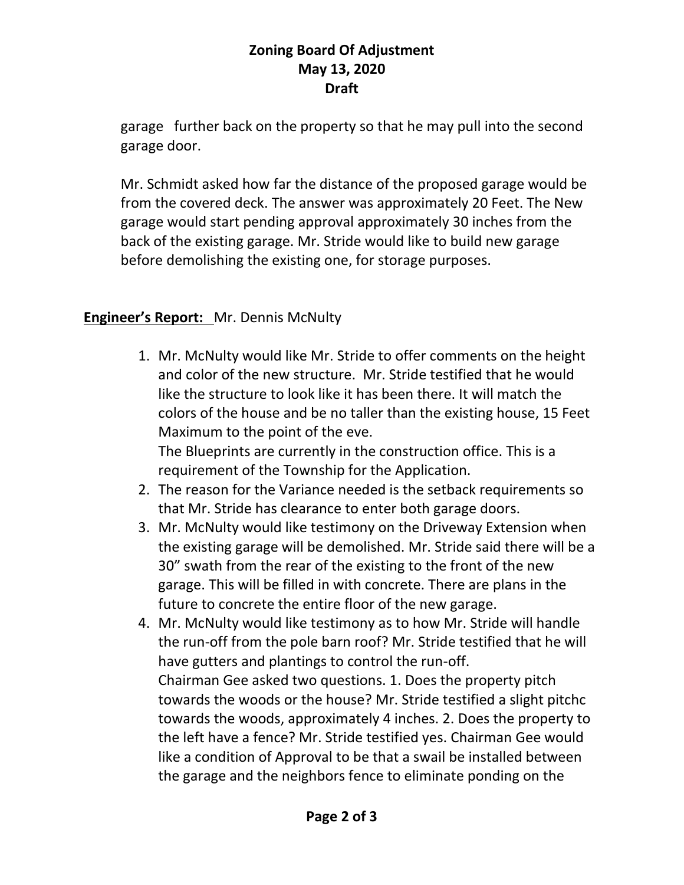garage further back on the property so that he may pull into the second garage door.

Mr. Schmidt asked how far the distance of the proposed garage would be from the covered deck. The answer was approximately 20 Feet. The New garage would start pending approval approximately 30 inches from the back of the existing garage. Mr. Stride would like to build new garage before demolishing the existing one, for storage purposes.

**Engineer's Report:** Mr. Dennis McNulty

1. Mr. McNulty would like Mr. Stride to offer comments on the height and color of the new structure. Mr. Stride testified that he would like the structure to look like it has been there. It will match the colors of the house and be no taller than the existing house, 15 Feet Maximum to the point of the eve.
   The Blueprints are currently in the construction office. This is a requirement of the Township for the Application.
2. The reason for the Variance needed is the setback requirements so that Mr. Stride has clearance to enter both garage doors.
3. Mr. McNulty would like testimony on the Driveway Extension when the existing garage will be demolished. Mr. Stride said there will be a 30" swath from the rear of the existing to the front of the new garage. This will be filled in with concrete. There are plans in the future to concrete the entire floor of the new garage.
4. Mr. McNulty would like testimony as to how Mr. Stride will handle the run-off from the pole barn roof? Mr. Stride testified that he will have gutters and plantings to control the run-off.
   Chairman Gee asked two questions. 1. Does the property pitch towards the woods or the house? Mr. Stride testified a slight pitchc towards the woods, approximately 4 inches. 2. Does the property to the left have a fence? Mr. Stride testified yes. Chairman Gee would like a condition of Approval to be that a swail be installed between the garage and the neighbors fence to eliminate ponding on the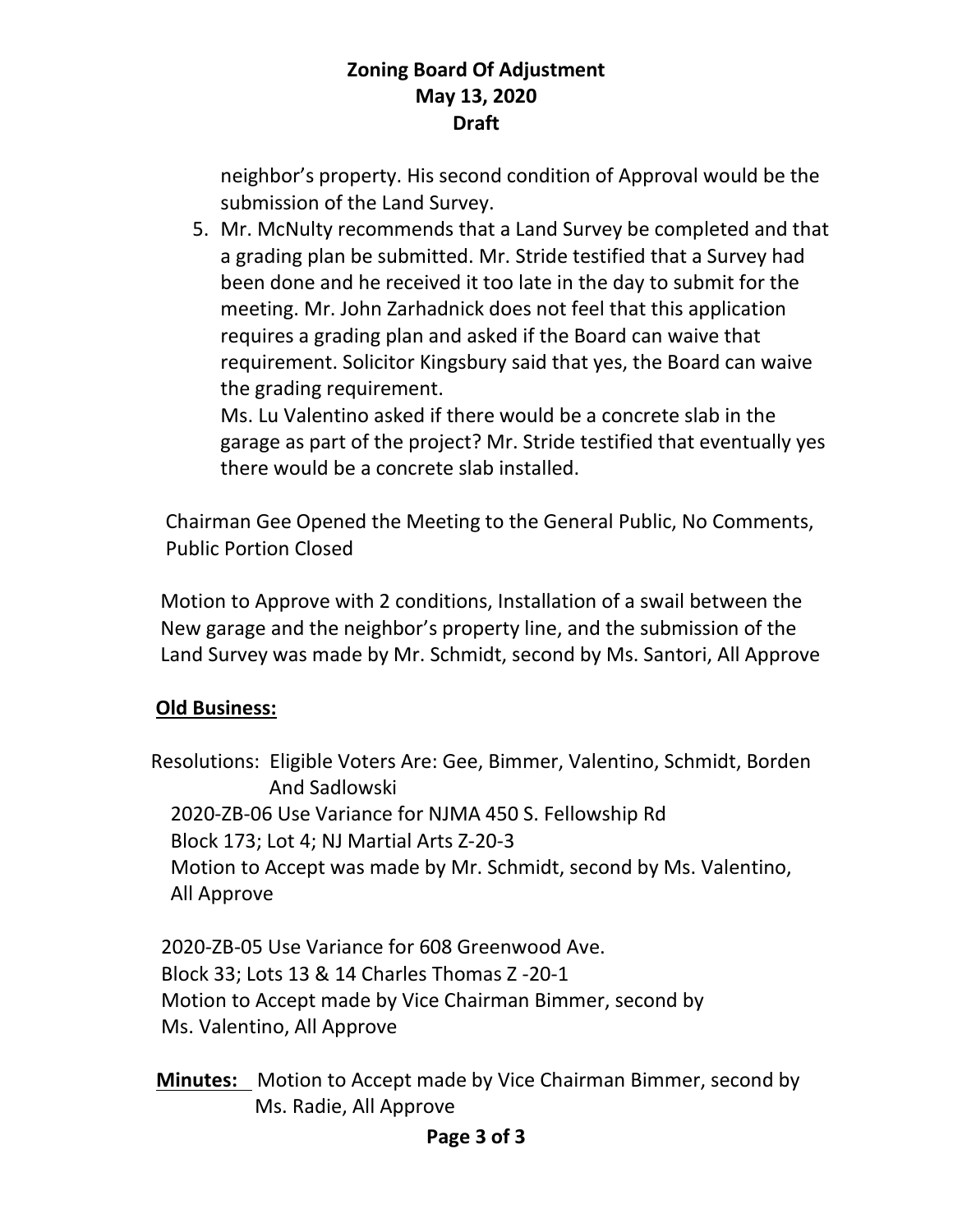neighbor's property. His second condition of Approval would be the submission of the Land Survey.

5. Mr. McNulty recommends that a Land Survey be completed and that a grading plan be submitted. Mr. Stride testified that a Survey had been done and he received it too late in the day to submit for the meeting. Mr. John Zarhadnick does not feel that this application requires a grading plan and asked if the Board can waive that requirement. Solicitor Kingsbury said that yes, the Board can waive the grading requirement.

   Ms. Lu Valentino asked if there would be a concrete slab in the garage as part of the project? Mr. Stride testified that eventually yes there would be a concrete slab installed.

Chairman Gee Opened the Meeting to the General Public, No Comments, Public Portion Closed

Motion to Approve with 2 conditions, Installation of a swail between the New garage and the neighbor's property line, and the submission of the Land Survey was made by Mr. Schmidt, second by Ms. Santori, All Approve

**Old Business:**

Resolutions: Eligible Voters Are: Gee, Bimmer, Valentino, Schmidt, Borden And Sadlowski

2020-ZB-06 Use Variance for NJMA 450 S. Fellowship Rd
Block 173; Lot 4; NJ Martial Arts Z-20-3
Motion to Accept was made by Mr. Schmidt, second by Ms. Valentino, All Approve

2020-ZB-05 Use Variance for 608 Greenwood Ave.
Block 33; Lots 13 & 14 Charles Thomas Z -20-1
Motion to Accept made by Vice Chairman Bimmer, second by Ms. Valentino, All Approve

**Minutes:** Motion to Accept made by Vice Chairman Bimmer, second by Ms. Radie, All Approve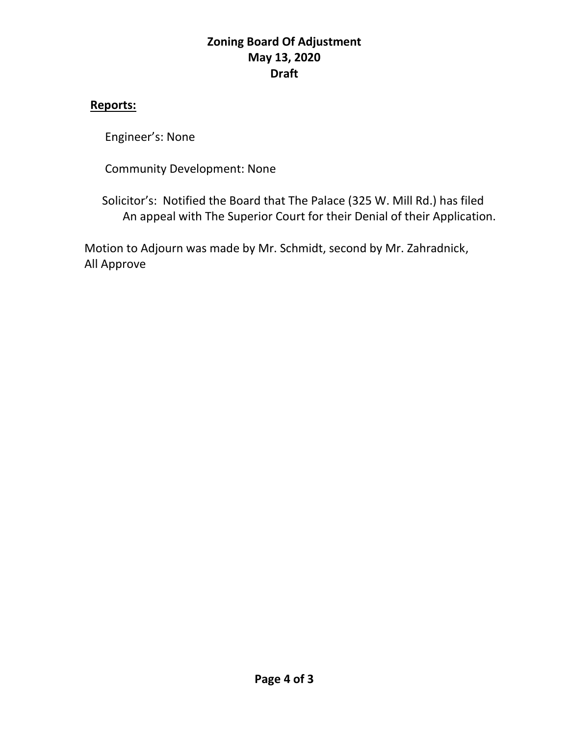**Reports:**

Engineer's: None

Community Development: None

Solicitor's: Notified the Board that The Palace (325 W. Mill Rd.) has filed An appeal with The Superior Court for their Denial of their Application.

Motion to Adjourn was made by Mr. Schmidt, second by Mr. Zahradnick, All Approve